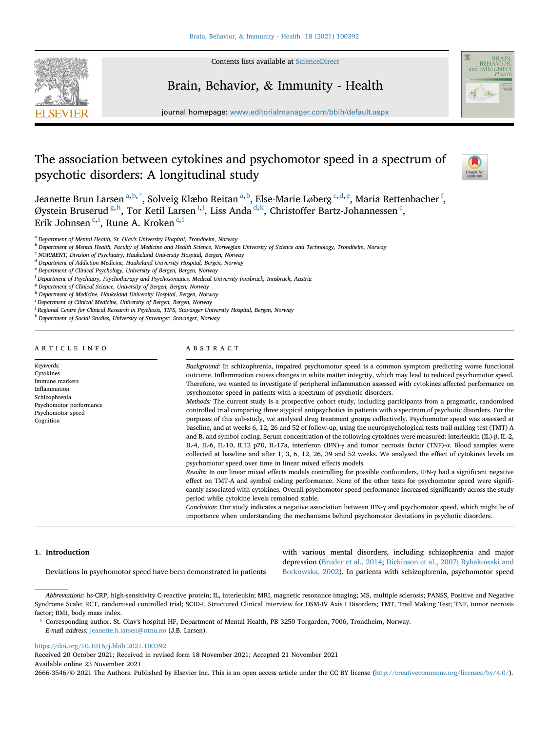# The association between cytokines and psychomotor speed in a spectrum of psychotic disorders: A longitudinal study

Jeanette Brun Larsen [a,b,*], Solveig Klæbo Reitan [a,b], Else-Marie Løberg [c,d,e], Maria Rettenbacher [f], Øystein Bruserud [g,h], Tor Ketil Larsen [i,j], Liss Anda [d,k], Christoffer Bartz-Johannessen [c], Erik Johnsen [c,i], Rune A. Kroken [c,i]

[a] Department of Mental Health, St. Olav's University Hospital, Trondheim, Norway
[b] Department of Mental Health, Faculty of Medicine and Health Science, Norwegian University of Science and Technology, Trondheim, Norway
[c] NORMENT, Division of Psychiatry, Haukeland University Hospital, Bergen, Norway
[d] Department of Addiction Medicine, Haukeland University Hospital, Bergen, Norway
[e] Department of Clinical Psychology, University of Bergen, Bergen, Norway
[f] Department of Psychiatry, Psychotherapy and Psychosomatics, Medical University Innsbruck, Innsbruck, Austria
[g] Department of Clinical Science, University of Bergen, Bergen, Norway
[h] Department of Medicine, Haukeland University Hospital, Bergen, Norway
[i] Department of Clinical Medicine, University of Bergen, Bergen, Norway
[j] Regional Centre for Clinical Research in Psychosis, TIPS, Stavanger University Hospital, Bergen, Norway
[k] Department of Social Studies, University of Stavanger, Stavanger, Norway

## ARTICLE INFO

*Keywords:*
Cytokines
Immune markers
Inflammation
Schizophrenia
Psychomotor performance
Psychomotor speed
Cognition

## ABSTRACT

*Background:* In schizophrenia, impaired psychomotor speed is a common symptom predicting worse functional outcome. Inflammation causes changes in white matter integrity, which may lead to reduced psychomotor speed. Therefore, we wanted to investigate if peripheral inflammation assessed with cytokines affected performance on psychomotor speed in patients with a spectrum of psychotic disorders.

*Methods:* The current study is a prospective cohort study, including participants from a pragmatic, randomised controlled trial comparing three atypical antipsychotics in patients with a spectrum of psychotic disorders. For the purposes of this sub-study, we analysed drug treatment groups collectively. Psychomotor speed was assessed at baseline, and at weeks 6, 12, 26 and 52 of follow-up, using the neuropsychological tests trail making test (TMT) A and B, and symbol coding. Serum concentration of the following cytokines were measured: interleukin (IL)-β, IL-2, IL-4, IL-6, IL-10, IL12 p70, IL-17a, interferon (IFN)-γ and tumor necrosis factor (TNF)-α. Blood samples were collected at baseline and after 1, 3, 6, 12, 26, 39 and 52 weeks. We analysed the effect of cytokines levels on psychomotor speed over time in linear mixed effects models.

*Results:* In our linear mixed effects models controlling for possible confounders, IFN-γ had a significant negative effect on TMT-A and symbol coding performance. None of the other tests for psychomotor speed were significantly associated with cytokines. Overall psychomotor speed performance increased significantly across the study period while cytokine levels remained stable.

*Conclusion:* Our study indicates a negative association between IFN-γ and psychomotor speed, which might be of importance when understanding the mechanisms behind psychomotor deviations in psychotic disorders.

## 1. Introduction

Deviations in psychomotor speed have been demonstrated in patients with various mental disorders, including schizophrenia and major depression (Bruder et al., 2014; Dickinson et al., 2007; Rybakowski and Borkowska, 2002). In patients with schizophrenia, psychomotor speed

*Abbreviations:* hs-CRP, high-sensitivity C-reactive protein; IL, interleukin; MRI, magnetic resonance imaging; MS, multiple sclerosis; PANSS, Positive and Negative Syndrome Scale; RCT, randomised controlled trial; SCID-I, Structured Clinical Interview for DSM-IV Axis I Disorders; TMT, Trail Making Test; TNF, tumor necrosis factor; BMI, body mass index.

\* Corresponding author. St. Olav's hospital HF, Department of Mental Health, PB 3250 Torgarden, 7006, Trondheim, Norway.
*E-mail address:* jeanette.h.larsen@ntnu.no (J.B. Larsen).

https://doi.org/10.1016/j.bbih.2021.100392
Received 20 October 2021; Received in revised form 18 November 2021; Accepted 21 November 2021
Available online 23 November 2021
2666-3546/© 2021 The Authors. Published by Elsevier Inc. This is an open access article under the CC BY license (http://creativecommons.org/licenses/by/4.0/).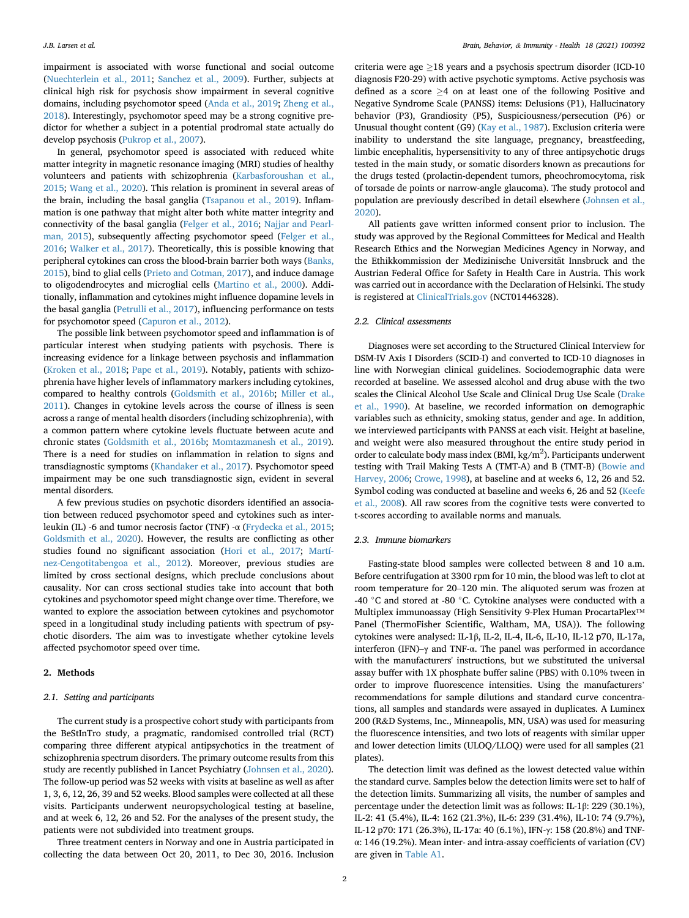impairment is associated with worse functional and social outcome (Nuechterlein et al., 2011; Sanchez et al., 2009). Further, subjects at clinical high risk for psychosis show impairment in several cognitive domains, including psychomotor speed (Anda et al., 2019; Zheng et al., 2018). Interestingly, psychomotor speed may be a strong cognitive predictor for whether a subject in a potential prodromal state actually do develop psychosis (Pukrop et al., 2007).

In general, psychomotor speed is associated with reduced white matter integrity in magnetic resonance imaging (MRI) studies of healthy volunteers and patients with schizophrenia (Karbasforoushan et al., 2015; Wang et al., 2020). This relation is prominent in several areas of the brain, including the basal ganglia (Tsapanou et al., 2019). Inflammation is one pathway that might alter both white matter integrity and connectivity of the basal ganglia (Felger et al., 2016; Najjar and Pearlman, 2015), subsequently affecting psychomotor speed (Felger et al., 2016; Walker et al., 2017). Theoretically, this is possible knowing that peripheral cytokines can cross the blood-brain barrier both ways (Banks, 2015), bind to glial cells (Prieto and Cotman, 2017), and induce damage to oligodendrocytes and microglial cells (Martino et al., 2000). Additionally, inflammation and cytokines might influence dopamine levels in the basal ganglia (Petrulli et al., 2017), influencing performance on tests for psychomotor speed (Capuron et al., 2012).

The possible link between psychomotor speed and inflammation is of particular interest when studying patients with psychosis. There is increasing evidence for a linkage between psychosis and inflammation (Kroken et al., 2018; Pape et al., 2019). Notably, patients with schizophrenia have higher levels of inflammatory markers including cytokines, compared to healthy controls (Goldsmith et al., 2016b; Miller et al., 2011). Changes in cytokine levels across the course of illness is seen across a range of mental health disorders (including schizophrenia), with a common pattern where cytokine levels fluctuate between acute and chronic states (Goldsmith et al., 2016b; Momtazmanesh et al., 2019). There is a need for studies on inflammation in relation to signs and transdiagnostic symptoms (Khandaker et al., 2017). Psychomotor speed impairment may be one such transdiagnostic sign, evident in several mental disorders.

A few previous studies on psychotic disorders identified an association between reduced psychomotor speed and cytokines such as interleukin (IL) -6 and tumor necrosis factor (TNF) -α (Frydecka et al., 2015; Goldsmith et al., 2020). However, the results are conflicting as other studies found no significant association (Hori et al., 2017; Martínez-Cengotitabengoa et al., 2012). Moreover, previous studies are limited by cross sectional designs, which preclude conclusions about causality. Nor can cross sectional studies take into account that both cytokines and psychomotor speed might change over time. Therefore, we wanted to explore the association between cytokines and psychomotor speed in a longitudinal study including patients with spectrum of psychotic disorders. The aim was to investigate whether cytokine levels affected psychomotor speed over time.

## 2. Methods

### 2.1. Setting and participants

The current study is a prospective cohort study with participants from the BeStInTro study, a pragmatic, randomised controlled trial (RCT) comparing three different atypical antipsychotics in the treatment of schizophrenia spectrum disorders. The primary outcome results from this study are recently published in Lancet Psychiatry (Johnsen et al., 2020). The follow-up period was 52 weeks with visits at baseline as well as after 1, 3, 6, 12, 26, 39 and 52 weeks. Blood samples were collected at all these visits. Participants underwent neuropsychological testing at baseline, and at week 6, 12, 26 and 52. For the analyses of the present study, the patients were not subdivided into treatment groups.

Three treatment centers in Norway and one in Austria participated in collecting the data between Oct 20, 2011, to Dec 30, 2016. Inclusion criteria were age ≥18 years and a psychosis spectrum disorder (ICD-10 diagnosis F20-29) with active psychotic symptoms. Active psychosis was defined as a score ≥4 on at least one of the following Positive and Negative Syndrome Scale (PANSS) items: Delusions (P1), Hallucinatory behavior (P3), Grandiosity (P5), Suspiciousness/persecution (P6) or Unusual thought content (G9) (Kay et al., 1987). Exclusion criteria were inability to understand the site language, pregnancy, breastfeeding, limbic encephalitis, hypersensitivity to any of three antipsychotic drugs tested in the main study, or somatic disorders known as precautions for the drugs tested (prolactin-dependent tumors, pheochromocytoma, risk of torsade de points or narrow-angle glaucoma). The study protocol and population are previously described in detail elsewhere (Johnsen et al., 2020).

All patients gave written informed consent prior to inclusion. The study was approved by the Regional Committees for Medical and Health Research Ethics and the Norwegian Medicines Agency in Norway, and the Ethikkommission der Medizinische Universität Innsbruck and the Austrian Federal Office for Safety in Health Care in Austria. This work was carried out in accordance with the Declaration of Helsinki. The study is registered at ClinicalTrials.gov (NCT01446328).

### 2.2. Clinical assessments

Diagnoses were set according to the Structured Clinical Interview for DSM-IV Axis I Disorders (SCID-I) and converted to ICD-10 diagnoses in line with Norwegian clinical guidelines. Sociodemographic data were recorded at baseline. We assessed alcohol and drug abuse with the two scales the Clinical Alcohol Use Scale and Clinical Drug Use Scale (Drake et al., 1990). At baseline, we recorded information on demographic variables such as ethnicity, smoking status, gender and age. In addition, we interviewed participants with PANSS at each visit. Height at baseline, and weight were also measured throughout the entire study period in order to calculate body mass index (BMI, kg/m$^2$). Participants underwent testing with Trail Making Tests A (TMT-A) and B (TMT-B) (Bowie and Harvey, 2006; Crowe, 1998), at baseline and at weeks 6, 12, 26 and 52. Symbol coding was conducted at baseline and weeks 6, 26 and 52 (Keefe et al., 2008). All raw scores from the cognitive tests were converted to t-scores according to available norms and manuals.

### 2.3. Immune biomarkers

Fasting-state blood samples were collected between 8 and 10 a.m. Before centrifugation at 3300 rpm for 10 min, the blood was left to clot at room temperature for 20–120 min. The aliquoted serum was frozen at -40 °C and stored at -80 °C. Cytokine analyses were conducted with a Multiplex immunoassay (High Sensitivity 9-Plex Human ProcartaPlex™ Panel (ThermoFisher Scientific, Waltham, MA, USA)). The following cytokines were analysed: IL-1β, IL-2, IL-4, IL-6, IL-10, IL-12 p70, IL-17a, interferon (IFN)–γ and TNF-α. The panel was performed in accordance with the manufacturers' instructions, but we substituted the universal assay buffer with 1X phosphate buffer saline (PBS) with 0.10% tween in order to improve fluorescence intensities. Using the manufacturers' recommendations for sample dilutions and standard curve concentrations, all samples and standards were assayed in duplicates. A Luminex 200 (R&D Systems, Inc., Minneapolis, MN, USA) was used for measuring the fluorescence intensities, and two lots of reagents with similar upper and lower detection limits (ULOQ/LLOQ) were used for all samples (21 plates).

The detection limit was defined as the lowest detected value within the standard curve. Samples below the detection limits were set to half of the detection limits. Summarizing all visits, the number of samples and percentage under the detection limit was as follows: IL-1β: 229 (30.1%), IL-2: 41 (5.4%), IL-4: 162 (21.3%), IL-6: 239 (31.4%), IL-10: 74 (9.7%), IL-12 p70: 171 (26.3%), IL-17a: 40 (6.1%), IFN-γ: 158 (20.8%) and TNF-α: 146 (19.2%). Mean inter- and intra-assay coefficients of variation (CV) are given in Table A1.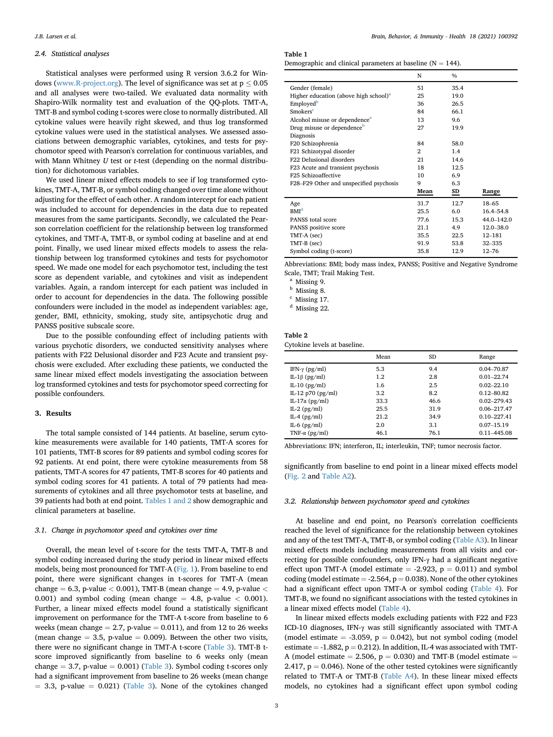### 2.4. Statistical analyses

Statistical analyses were performed using R version 3.6.2 for Windows (www.R-project.org). The level of significance was set at $p \leq 0.05$ and all analyses were two-tailed. We evaluated data normality with Shapiro-Wilk normality test and evaluation of the QQ-plots. TMT-A, TMT-B and symbol coding t-scores were close to normally distributed. All cytokine values were heavily right skewed, and thus log transformed cytokine values were used in the statistical analyses. We assessed associations between demographic variables, cytokines, and tests for psychomotor speed with Pearson's correlation for continuous variables, and with Mann Whitney *U* test or *t*-test (depending on the normal distribution) for dichotomous variables.

We used linear mixed effects models to see if log transformed cytokines, TMT-A, TMT-B, or symbol coding changed over time alone without adjusting for the effect of each other. A random intercept for each patient was included to account for dependencies in the data due to repeated measures from the same participants. Secondly, we calculated the Pearson correlation coefficient for the relationship between log transformed cytokines, and TMT-A, TMT-B, or symbol coding at baseline and at end point. Finally, we used linear mixed effects models to assess the relationship between log transformed cytokines and tests for psychomotor speed. We made one model for each psychomotor test, including the test score as dependent variable, and cytokines and visit as independent variables. Again, a random intercept for each patient was included in order to account for dependencies in the data. The following possible confounders were included in the model as independent variables: age, gender, BMI, ethnicity, smoking, study site, antipsychotic drug and PANSS positive subscale score.

Due to the possible confounding effect of including patients with various psychotic disorders, we conducted sensitivity analyses where patients with F22 Delusional disorder and F23 Acute and transient psychosis were excluded. After excluding these patients, we conducted the same linear mixed effect models investigating the association between log transformed cytokines and tests for psychomotor speed correcting for possible confounders.

## 3. Results

The total sample consisted of 144 patients. At baseline, serum cytokine measurements were available for 140 patients, TMT-A scores for 101 patients, TMT-B scores for 89 patients and symbol coding scores for 92 patients. At end point, there were cytokine measurements from 58 patients, TMT-A scores for 47 patients, TMT-B scores for 40 patients and symbol coding scores for 41 patients. A total of 79 patients had measurements of cytokines and all three psychomotor tests at baseline, and 39 patients had both at end point. Tables 1 and 2 show demographic and clinical parameters at baseline.

### 3.1. Change in psychomotor speed and cytokines over time

Overall, the mean level of t-score for the tests TMT-A, TMT-B and symbol coding increased during the study period in linear mixed effects models, being most pronounced for TMT-A (Fig. 1). From baseline to end point, there were significant changes in t-scores for TMT-A (mean change = 6.3, p-value < 0.001), TMT-B (mean change = 4.9, p-value < 0.001) and symbol coding (mean change = 4.8, p-value < 0.001). Further, a linear mixed effects model found a statistically significant improvement on performance for the TMT-A t-score from baseline to 6 weeks (mean change = 2.7, p-value = 0.011), and from 12 to 26 weeks (mean change = 3.5, p-value = 0.009). Between the other two visits, there were no significant change in TMT-A t-score (Table 3). TMT-B t-score improved significantly from baseline to 6 weeks only (mean change = 3.7, p-value = 0.001) (Table 3). Symbol coding t-scores only had a significant improvement from baseline to 26 weeks (mean change = 3.3, p-value = 0.021) (Table 3). None of the cytokines changed significantly from baseline to end point in a linear mixed effects model (Fig. 2 and Table A2).

**Table 1**
Demographic and clinical parameters at baseline (N = 144).

| | N | % | |
|---|---|---|---|
| Gender (female) | 51 | 35.4 | |
| Higher education (above high school)[a] | 25 | 19.0 | |
| Employed[b] | 36 | 26.5 | |
| Smokers[c] | 84 | 66.1 | |
| Alcohol misuse or dependence[a] | 13 | 9.6 | |
| Drug misuse or dependence[b] | 27 | 19.9 | |
| Diagnosis | | | |
| F20 Schizophrenia | 84 | 58.0 | |
| F21 Schizotypal disorder | 2 | 1.4 | |
| F22 Delusional disorders | 21 | 14.6 | |
| F23 Acute and transient psychosis | 18 | 12.5 | |
| F25 Schizoaffective | 10 | 6.9 | |
| F28–F29 Other and unspecified psychosis | 9 | 6.3 | |
| | **Mean** | **SD** | **Range** |
| Age | 31.7 | 12.7 | 18–65 |
| BMI[d] | 25.5 | 6.0 | 16.4–54.8 |
| PANSS total score | 77.6 | 15.3 | 44.0–142.0 |
| PANSS positive score | 21.1 | 4.9 | 12.0–38.0 |
| TMT-A (sec) | 35.5 | 22.5 | 12–181 |
| TMT-B (sec) | 91.9 | 53.8 | 32–335 |
| Symbol coding (t-score) | 35.8 | 12.9 | 12–76 |

Abbreviations: BMI; body mass index, PANSS; Positive and Negative Syndrome Scale, TMT; Trail Making Test.
[a] Missing 9.
[b] Missing 8.
[c] Missing 17.
[d] Missing 22.

**Table 2**
Cytokine levels at baseline.

| | Mean | SD | Range |
|---|---|---|---|
| IFN-γ (pg/ml) | 5.3 | 9.4 | 0.04–70.87 |
| IL-1β (pg/ml) | 1.2 | 2.8 | 0.01–22.74 |
| IL-10 (pg/ml) | 1.6 | 2.5 | 0.02–22.10 |
| IL-12 p70 (pg/ml) | 3.2 | 8.2 | 0.12–80.82 |
| IL-17a (pg/ml) | 33.3 | 46.6 | 0.02–279.43 |
| IL-2 (pg/ml) | 25.5 | 31.9 | 0.06–217.47 |
| IL-4 (pg/ml) | 21.2 | 34.9 | 0.10–227.41 |
| IL-6 (pg/ml) | 2.0 | 3.1 | 0.07–15.19 |
| TNF-α (pg/ml) | 46.1 | 76.1 | 0.11–445.08 |

Abbreviations: IFN; interferon, IL; interleukin, TNF; tumor necrosis factor.

### 3.2. Relationship between psychomotor speed and cytokines

At baseline and end point, no Pearson's correlation coefficients reached the level of significance for the relationship between cytokines and any of the test TMT-A, TMT-B, or symbol coding (Table A3). In linear mixed effects models including measurements from all visits and correcting for possible confounders, only IFN-γ had a significant negative effect upon TMT-A (model estimate = -2.923, p = 0.011) and symbol coding (model estimate = -2.564, p = 0.038). None of the other cytokines had a significant effect upon TMT-A or symbol coding (Table 4). For TMT-B, we found no significant associations with the tested cytokines in a linear mixed effects model (Table 4).

In linear mixed effects models excluding patients with F22 and F23 ICD-10 diagnoses, IFN-γ was still significantly associated with TMT-A (model estimate = -3.059, p = 0.042), but not symbol coding (model estimate = -1.882, p = 0.212). In addition, IL-4 was associated with TMT-A (model estimate = 2.506, p = 0.030) and TMT-B (model estimate = 2.417, p = 0.046). None of the other tested cytokines were significantly related to TMT-A or TMT-B (Table A4). In these linear mixed effects models, no cytokines had a significant effect upon symbol coding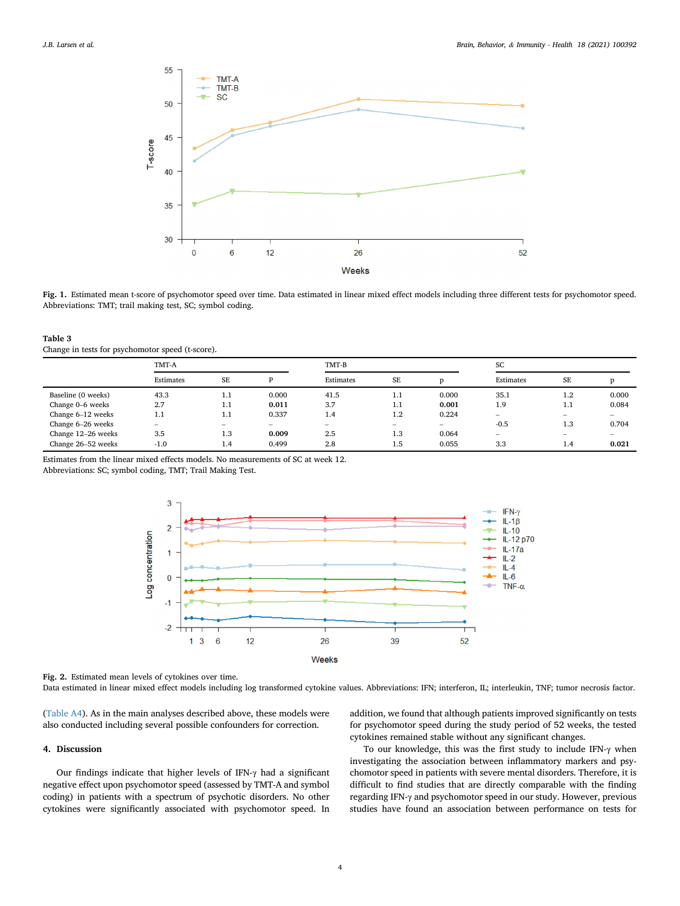**Fig. 1.** Estimated mean t-score of psychomotor speed over time. Data estimated in linear mixed effect models including three different tests for psychomotor speed. Abbreviations: TMT; trail making test, SC; symbol coding.

**Table 3**
Change in tests for psychomotor speed (t-score).

| | TMT-A | | | TMT-B | | | SC | | |
|---|---|---|---|---|---|---|---|---|---|
| | Estimates | SE | P | Estimates | SE | p | Estimates | SE | p |
| Baseline (0 weeks) | 43.3 | 1.1 | 0.000 | 41.5 | 1.1 | 0.000 | 35.1 | 1.2 | 0.000 |
| Change 0–6 weeks | 2.7 | 1.1 | **0.011** | 3.7 | 1.1 | **0.001** | 1.9 | 1.1 | 0.084 |
| Change 6–12 weeks | 1.1 | 1.1 | 0.337 | 1.4 | 1.2 | 0.224 | – | – | – |
| Change 6–26 weeks | – | – | – | – | – | – | -0.5 | 1.3 | 0.704 |
| Change 12–26 weeks | 3.5 | 1.3 | **0.009** | 2.5 | 1.3 | 0.064 | – | – | – |
| Change 26–52 weeks | -1.0 | 1.4 | 0.499 | 2.8 | 1.5 | 0.055 | 3.3 | 1.4 | **0.021** |

Estimates from the linear mixed effects models. No measurements of SC at week 12.
Abbreviations: SC; symbol coding, TMT; Trail Making Test.

**Fig. 2.** Estimated mean levels of cytokines over time.
Data estimated in linear mixed effect models including log transformed cytokine values. Abbreviations: IFN; interferon, IL; interleukin, TNF; tumor necrosis factor.

(Table A4). As in the main analyses described above, these models were also conducted including several possible confounders for correction.

## 4. Discussion

Our findings indicate that higher levels of IFN-γ had a significant negative effect upon psychomotor speed (assessed by TMT-A and symbol coding) in patients with a spectrum of psychotic disorders. No other cytokines were significantly associated with psychomotor speed. In addition, we found that although patients improved significantly on tests for psychomotor speed during the study period of 52 weeks, the tested cytokines remained stable without any significant changes.

To our knowledge, this was the first study to include IFN-γ when investigating the association between inflammatory markers and psychomotor speed in patients with severe mental disorders. Therefore, it is difficult to find studies that are directly comparable with the finding regarding IFN-γ and psychomotor speed in our study. However, previous studies have found an association between performance on tests for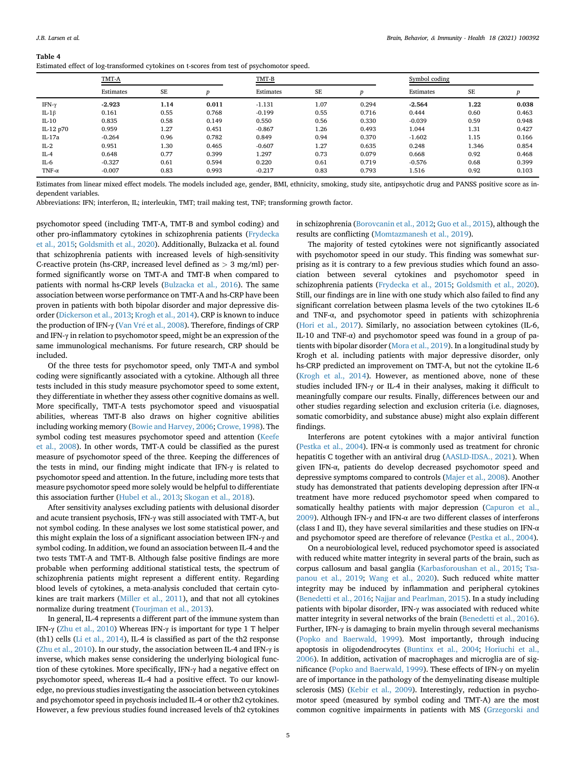**Table 4**
Estimated effect of log-transformed cytokines on t-scores from test of psychomotor speed.

| | TMT-A | | | TMT-B | | | Symbol coding | | |
|---|---|---|---|---|---|---|---|---|---|
| | Estimates | SE | *p* | Estimates | SE | *p* | Estimates | SE | *p* |
| IFN-γ | **-2.923** | **1.14** | **0.011** | -1.131 | 1.07 | 0.294 | **-2.564** | **1.22** | **0.038** |
| IL-1β | 0.161 | 0.55 | 0.768 | -0.199 | 0.55 | 0.716 | 0.444 | 0.60 | 0.463 |
| IL-10 | 0.835 | 0.58 | 0.149 | 0.550 | 0.56 | 0.330 | -0.039 | 0.59 | 0.948 |
| IL-12 p70 | 0.959 | 1.27 | 0.451 | -0.867 | 1.26 | 0.493 | 1.044 | 1.31 | 0.427 |
| IL-17a | -0.264 | 0.96 | 0.782 | 0.849 | 0.94 | 0.370 | -1.602 | 1.15 | 0.166 |
| IL-2 | 0.951 | 1.30 | 0.465 | -0.607 | 1.27 | 0.635 | 0.248 | 1.346 | 0.854 |
| IL-4 | 0.648 | 0.77 | 0.399 | 1.297 | 0.73 | 0.079 | 0.668 | 0.92 | 0.468 |
| IL-6 | -0.327 | 0.61 | 0.594 | 0.220 | 0.61 | 0.719 | -0.576 | 0.68 | 0.399 |
| TNF-α | -0.007 | 0.83 | 0.993 | -0.217 | 0.83 | 0.793 | 1.516 | 0.92 | 0.103 |

Estimates from linear mixed effect models. The models included age, gender, BMI, ethnicity, smoking, study site, antipsychotic drug and PANSS positive score as independent variables.
Abbreviations: IFN; interferon, IL; interleukin, TMT; trail making test, TNF; transforming growth factor.

psychomotor speed (including TMT-A, TMT-B and symbol coding) and other pro-inflammatory cytokines in schizophrenia patients (Frydecka et al., 2015; Goldsmith et al., 2020). Additionally, Bulzacka et al. found that schizophrenia patients with increased levels of high-sensitivity C-reactive protein (hs-CRP, increased level defined as > 3 mg/ml) performed significantly worse on TMT-A and TMT-B when compared to patients with normal hs-CRP levels (Bulzacka et al., 2016). The same association between worse performance on TMT-A and hs-CRP have been proven in patients with both bipolar disorder and major depressive disorder (Dickerson et al., 2013; Krogh et al., 2014). CRP is known to induce the production of IFN-γ (Van Vré et al., 2008). Therefore, findings of CRP and IFN-γ in relation to psychomotor speed, might be an expression of the same immunological mechanisms. For future research, CRP should be included.

Of the three tests for psychomotor speed, only TMT-A and symbol coding were significantly associated with a cytokine. Although all three tests included in this study measure psychomotor speed to some extent, they differentiate in whether they assess other cognitive domains as well. More specifically, TMT-A tests psychomotor speed and visuospatial abilities, whereas TMT-B also draws on higher cognitive abilities including working memory (Bowie and Harvey, 2006; Crowe, 1998). The symbol coding test measures psychomotor speed and attention (Keefe et al., 2008). In other words, TMT-A could be classified as the purest measure of psychomotor speed of the three. Keeping the differences of the tests in mind, our finding might indicate that IFN-γ is related to psychomotor speed and attention. In the future, including more tests that measure psychomotor speed more solely would be helpful to differentiate this association further (Hubel et al., 2013; Skogan et al., 2018).

After sensitivity analyses excluding patients with delusional disorder and acute transient psychosis, IFN-γ was still associated with TMT-A, but not symbol coding. In these analyses we lost some statistical power, and this might explain the loss of a significant association between IFN-γ and symbol coding. In addition, we found an association between IL-4 and the two tests TMT-A and TMT-B. Although false positive findings are more probable when performing additional statistical tests, the spectrum of schizophrenia patients might represent a different entity. Regarding blood levels of cytokines, a meta-analysis concluded that certain cytokines are trait markers (Miller et al., 2011), and that not all cytokines normalize during treatment (Tourjman et al., 2013).

In general, IL-4 represents a different part of the immune system than IFN-γ (Zhu et al., 2010) Whereas IFN-γ is important for type 1 T helper (th1) cells (Li et al., 2014), IL-4 is classified as part of the th2 response (Zhu et al., 2010). In our study, the association between IL-4 and IFN-γ is inverse, which makes sense considering the underlying biological function of these cytokines. More specifically, IFN-γ had a negative effect on psychomotor speed, whereas IL-4 had a positive effect. To our knowledge, no previous studies investigating the association between cytokines and psychomotor speed in psychosis included IL-4 or other th2 cytokines. However, a few previous studies found increased levels of th2 cytokines in schizophrenia (Borovcanin et al., 2012; Guo et al., 2015), although the results are conflicting (Momtazmanesh et al., 2019).

The majority of tested cytokines were not significantly associated with psychomotor speed in our study. This finding was somewhat surprising as it is contrary to a few previous studies which found an association between several cytokines and psychomotor speed in schizophrenia patients (Frydecka et al., 2015; Goldsmith et al., 2020). Still, our findings are in line with one study which also failed to find any significant correlation between plasma levels of the two cytokines IL-6 and TNF-α, and psychomotor speed in patients with schizophrenia (Hori et al., 2017). Similarly, no association between cytokines (IL-6, IL-10 and TNF-α) and psychomotor speed was found in a group of patients with bipolar disorder (Mora et al., 2019). In a longitudinal study by Krogh et al. including patients with major depressive disorder, only hs-CRP predicted an improvement on TMT-A, but not the cytokine IL-6 (Krogh et al., 2014). However, as mentioned above, none of these studies included IFN-γ or IL-4 in their analyses, making it difficult to meaningfully compare our results. Finally, differences between our and other studies regarding selection and exclusion criteria (i.e. diagnoses, somatic comorbidity, and substance abuse) might also explain different findings.

Interferons are potent cytokines with a major antiviral function (Pestka et al., 2004). IFN-α is commonly used as treatment for chronic hepatitis C together with an antiviral drug (AASLD-IDSA, 2021). When given IFN-α, patients do develop decreased psychomotor speed and depressive symptoms compared to controls (Majer et al., 2008). Another study has demonstrated that patients developing depression after IFN-α treatment have more reduced psychomotor speed when compared to somatically healthy patients with major depression (Capuron et al., 2009). Although IFN-γ and IFN-α are two different classes of interferons (class I and II), they have several similarities and these studies on IFN-α and psychomotor speed are therefore of relevance (Pestka et al., 2004).

On a neurobiological level, reduced psychomotor speed is associated with reduced white matter integrity in several parts of the brain, such as corpus callosum and basal ganglia (Karbasforoushan et al., 2015; Tsapanou et al., 2019; Wang et al., 2020). Such reduced white matter integrity may be induced by inflammation and peripheral cytokines (Benedetti et al., 2016; Najjar and Pearlman, 2015). In a study including patients with bipolar disorder, IFN-γ was associated with reduced white matter integrity in several networks of the brain (Benedetti et al., 2016). Further, IFN-γ is damaging to brain myelin through several mechanisms (Popko and Baerwald, 1999). Most importantly, through inducing apoptosis in oligodendrocytes (Buntinx et al., 2004; Horiuchi et al., 2006). In addition, activation of macrophages and microglia are of significance (Popko and Baerwald, 1999). These effects of IFN-γ on myelin are of importance in the pathology of the demyelinating disease multiple sclerosis (MS) (Kebir et al., 2009). Interestingly, reduction in psychomotor speed (measured by symbol coding and TMT-A) are the most common cognitive impairments in patients with MS (Grzegorski and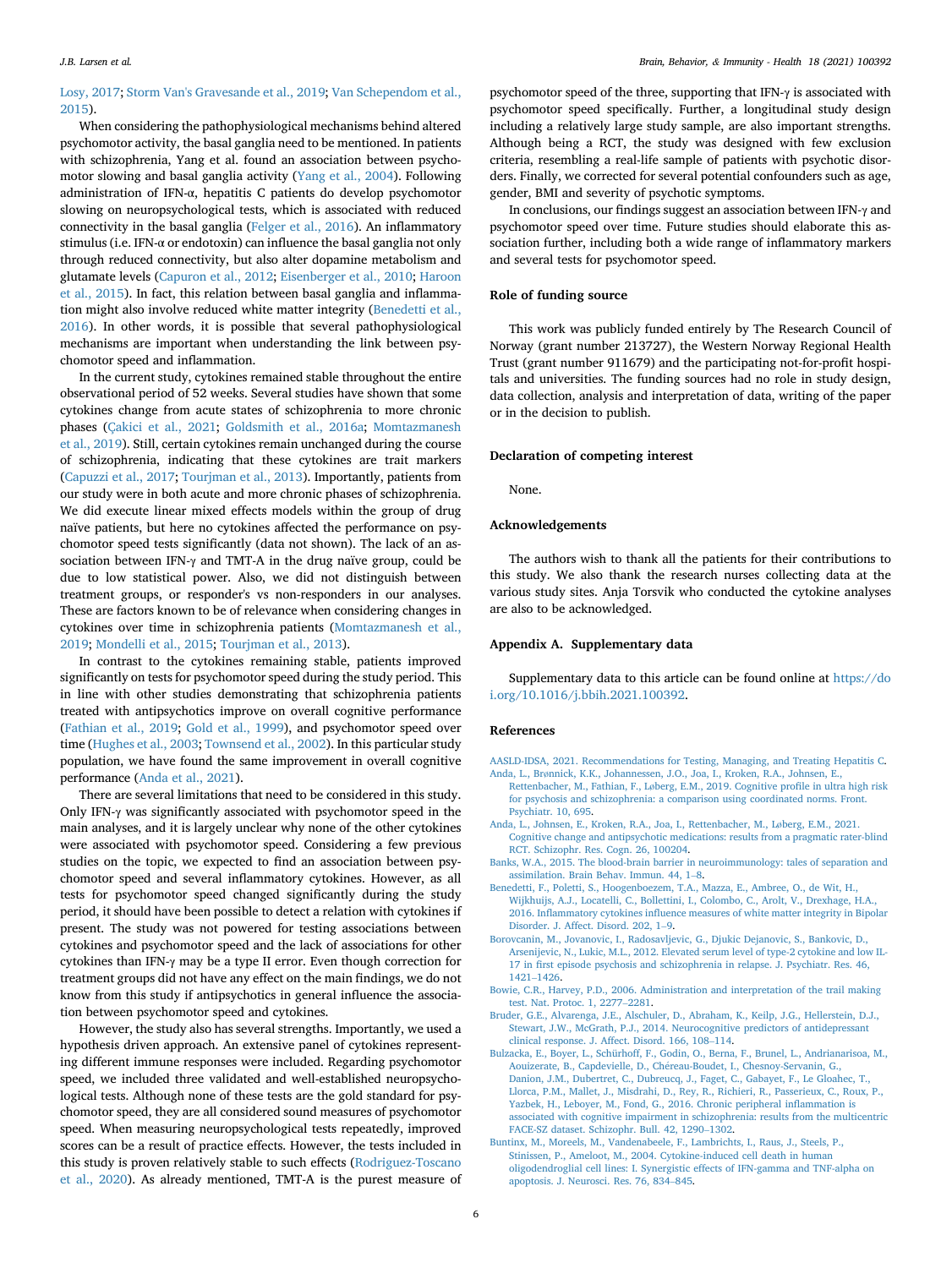Losy, 2017; Storm Van's Gravesande et al., 2019; Van Schependom et al., 2015).

When considering the pathophysiological mechanisms behind altered psychomotor activity, the basal ganglia need to be mentioned. In patients with schizophrenia, Yang et al. found an association between psychomotor slowing and basal ganglia activity (Yang et al., 2004). Following administration of IFN-α, hepatitis C patients do develop psychomotor slowing on neuropsychological tests, which is associated with reduced connectivity in the basal ganglia (Felger et al., 2016). An inflammatory stimulus (i.e. IFN-α or endotoxin) can influence the basal ganglia not only through reduced connectivity, but also alter dopamine metabolism and glutamate levels (Capuron et al., 2012; Eisenberger et al., 2010; Haroon et al., 2015). In fact, this relation between basal ganglia and inflammation might also involve reduced white matter integrity (Benedetti et al., 2016). In other words, it is possible that several pathophysiological mechanisms are important when understanding the link between psychomotor speed and inflammation.

In the current study, cytokines remained stable throughout the entire observational period of 52 weeks. Several studies have shown that some cytokines change from acute states of schizophrenia to more chronic phases (Çakici et al., 2021; Goldsmith et al., 2016a; Momtazmanesh et al., 2019). Still, certain cytokines remain unchanged during the course of schizophrenia, indicating that these cytokines are trait markers (Capuzzi et al., 2017; Tourjman et al., 2013). Importantly, patients from our study were in both acute and more chronic phases of schizophrenia. We did execute linear mixed effects models within the group of drug naïve patients, but here no cytokines affected the performance on psychomotor speed tests significantly (data not shown). The lack of an association between IFN-γ and TMT-A in the drug naïve group, could be due to low statistical power. Also, we did not distinguish between treatment groups, or responder's vs non-responders in our analyses. These are factors known to be of relevance when considering changes in cytokines over time in schizophrenia patients (Momtazmanesh et al., 2019; Mondelli et al., 2015; Tourjman et al., 2013).

In contrast to the cytokines remaining stable, patients improved significantly on tests for psychomotor speed during the study period. This in line with other studies demonstrating that schizophrenia patients treated with antipsychotics improve on overall cognitive performance (Fathian et al., 2019; Gold et al., 1999), and psychomotor speed over time (Hughes et al., 2003; Townsend et al., 2002). In this particular study population, we have found the same improvement in overall cognitive performance (Anda et al., 2021).

There are several limitations that need to be considered in this study. Only IFN-γ was significantly associated with psychomotor speed in the main analyses, and it is largely unclear why none of the other cytokines were associated with psychomotor speed. Considering a few previous studies on the topic, we expected to find an association between psychomotor speed and several inflammatory cytokines. However, as all tests for psychomotor speed changed significantly during the study period, it should have been possible to detect a relation with cytokines if present. The study was not powered for testing associations between cytokines and psychomotor speed and the lack of associations for other cytokines than IFN-γ may be a type II error. Even though correction for treatment groups did not have any effect on the main findings, we do not know from this study if antipsychotics in general influence the association between psychomotor speed and cytokines.

However, the study also has several strengths. Importantly, we used a hypothesis driven approach. An extensive panel of cytokines representing different immune responses were included. Regarding psychomotor speed, we included three validated and well-established neuropsychological tests. Although none of these tests are the gold standard for psychomotor speed, they are all considered sound measures of psychomotor speed. When measuring neuropsychological tests repeatedly, improved scores can be a result of practice effects. However, the tests included in this study is proven relatively stable to such effects (Rodriguez-Toscano et al., 2020). As already mentioned, TMT-A is the purest measure of psychomotor speed of the three, supporting that IFN-γ is associated with psychomotor speed specifically. Further, a longitudinal study design including a relatively large study sample, are also important strengths. Although being a RCT, the study was designed with few exclusion criteria, resembling a real-life sample of patients with psychotic disorders. Finally, we corrected for several potential confounders such as age, gender, BMI and severity of psychotic symptoms.

In conclusions, our findings suggest an association between IFN-γ and psychomotor speed over time. Future studies should elaborate this association further, including both a wide range of inflammatory markers and several tests for psychomotor speed.

## Role of funding source

This work was publicly funded entirely by The Research Council of Norway (grant number 213727), the Western Norway Regional Health Trust (grant number 911679) and the participating not-for-profit hospitals and universities. The funding sources had no role in study design, data collection, analysis and interpretation of data, writing of the paper or in the decision to publish.

## Declaration of competing interest

None.

## Acknowledgements

The authors wish to thank all the patients for their contributions to this study. We also thank the research nurses collecting data at the various study sites. Anja Torsvik who conducted the cytokine analyses are also to be acknowledged.

## Appendix A. Supplementary data

Supplementary data to this article can be found online at https://doi.org/10.1016/j.bbih.2021.100392.

## References

AASLD-IDSA, 2021. Recommendations for Testing, Managing, and Treating Hepatitis C.

Anda, L., Brønnick, K.K., Johannessen, J.O., Joa, I., Kroken, R.A., Johnsen, E., Rettenbacher, M., Fathian, F., Løberg, E.M., 2019. Cognitive profile in ultra high risk for psychosis and schizophrenia: a comparison using coordinated norms. Front. Psychiatr. 10, 695.

Anda, L., Johnsen, E., Kroken, R.A., Joa, I., Rettenbacher, M., Løberg, E.M., 2021. Cognitive change and antipsychotic medications: results from a pragmatic rater-blind RCT. Schizophr. Res. Cogn. 26, 100204.

Banks, W.A., 2015. The blood-brain barrier in neuroimmunology: tales of separation and assimilation. Brain Behav. Immun. 44, 1–8.

Benedetti, F., Poletti, S., Hoogenboezem, T.A., Mazza, E., Ambree, O., de Wit, H., Wijkhuijs, A.J., Locatelli, C., Bollettini, I., Colombo, C., Arolt, V., Drexhage, H.A., 2016. Inflammatory cytokines influence measures of white matter integrity in Bipolar Disorder. J. Affect. Disord. 202, 1–9.

Borovcanin, M., Jovanovic, I., Radosavljevic, G., Djukic Dejanovic, S., Bankovic, D., Arsenijevic, N., Lukic, M.L., 2012. Elevated serum level of type-2 cytokine and low IL-17 in first episode psychosis and schizophrenia in relapse. J. Psychiatr. Res. 46, 1421–1426.

Bowie, C.R., Harvey, P.D., 2006. Administration and interpretation of the trail making test. Nat. Protoc. 1, 2277–2281.

Bruder, G.E., Alvarenga, J.E., Alschuler, D., Abraham, K., Keilp, J.G., Hellerstein, D.J., Stewart, J.W., McGrath, P.J., 2014. Neurocognitive predictors of antidepressant clinical response. J. Affect. Disord. 166, 108–114.

Bulzacka, E., Boyer, L., Schürhoff, F., Godin, O., Berna, F., Brunel, L., Andrianarisoa, M., Aouizerate, B., Capdevielle, D., Chéreau-Boudet, I., Chesnoy-Servanin, G., Danion, J.M., Dubertret, C., Dubreucq, J., Faget, C., Gabayet, F., Le Gloahec, T., Llorca, P.M., Mallet, J., Misdrahi, D., Rey, R., Richieri, R., Passerieux, C., Roux, P., Yazbek, H., Leboyer, M., Fond, G., 2016. Chronic peripheral inflammation is associated with cognitive impairment in schizophrenia: results from the multicentric FACE-SZ dataset. Schizophr. Bull. 42, 1290–1302.

Buntinx, M., Moreels, M., Vandenabeele, F., Lambrichts, I., Raus, J., Steels, P., Stinissen, P., Ameloot, M., 2004. Cytokine-induced cell death in human oligodendroglial cell lines: I. Synergistic effects of IFN-gamma and TNF-alpha on apoptosis. J. Neurosci. Res. 76, 834–845.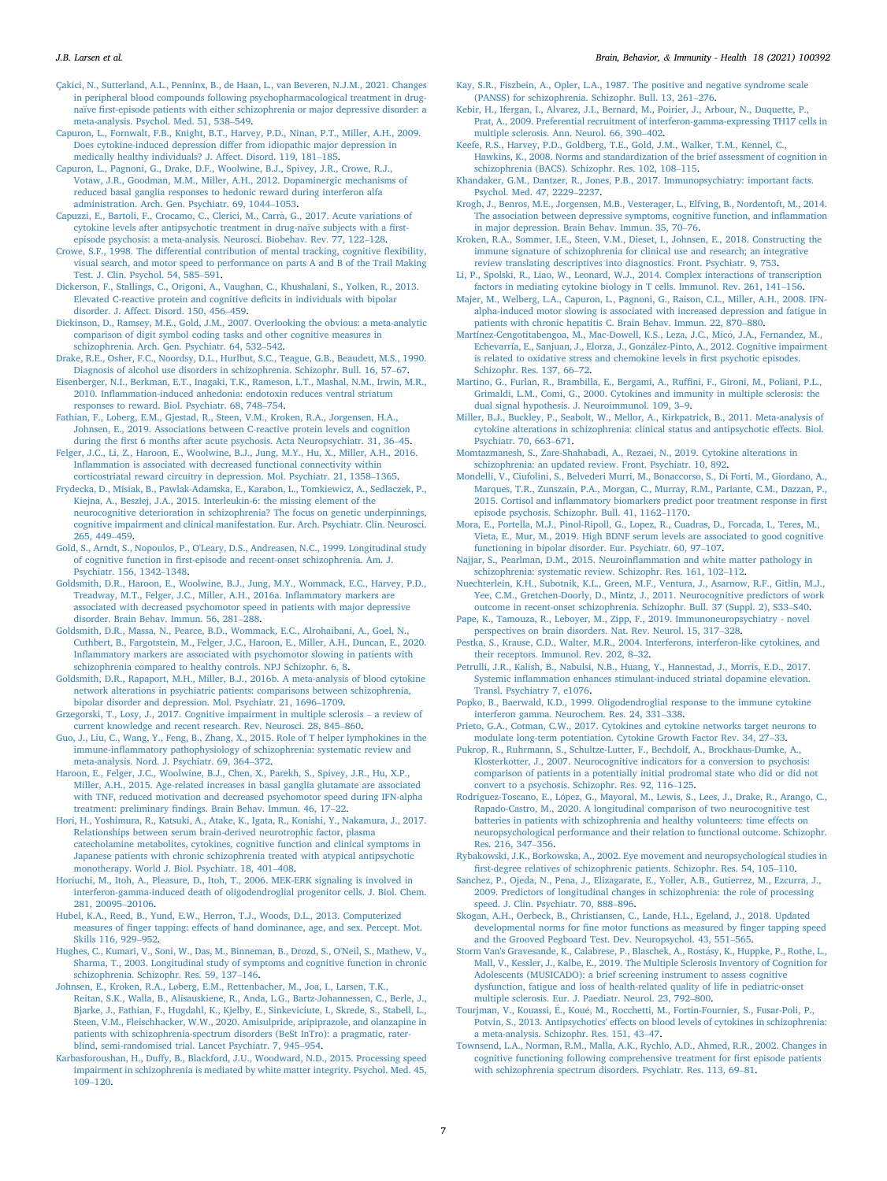Çakici, N., Sutterland, A.L., Penninx, B., de Haan, L., van Beveren, N.J.M., 2021. Changes in peripheral blood compounds following psychopharmacological treatment in drug-naïve first-episode patients with either schizophrenia or major depressive disorder: a meta-analysis. Psychol. Med. 51, 538–549.

Capuron, L., Fornwalt, F.B., Knight, B.T., Harvey, P.D., Ninan, P.T., Miller, A.H., 2009. Does cytokine-induced depression differ from idiopathic major depression in medically healthy individuals? J. Affect. Disord. 119, 181–185.

Capuron, L., Pagnoni, G., Drake, D.F., Woolwine, B.J., Spivey, J.R., Crowe, R.J., Votaw, J.R., Goodman, M.M., Miller, A.H., 2012. Dopaminergic mechanisms of reduced basal ganglia responses to hedonic reward during interferon alfa administration. Arch. Gen. Psychiatr. 69, 1044–1053.

Capuzzi, E., Bartoli, F., Crocamo, C., Clerici, M., Carrà, G., 2017. Acute variations of cytokine levels after antipsychotic treatment in drug-naïve subjects with a first-episode psychosis: a meta-analysis. Neurosci. Biobehav. Rev. 77, 122–128.

Crowe, S.F., 1998. The differential contribution of mental tracking, cognitive flexibility, visual search, and motor speed to performance on parts A and B of the Trail Making Test. J. Clin. Psychol. 54, 585–591.

Dickerson, F., Stallings, C., Origoni, A., Vaughan, C., Khushalani, S., Yolken, R., 2013. Elevated C-reactive protein and cognitive deficits in individuals with bipolar disorder. J. Affect. Disord. 150, 456–459.

Dickinson, D., Ramsey, M.E., Gold, J.M., 2007. Overlooking the obvious: a meta-analytic comparison of digit symbol coding tasks and other cognitive measures in schizophrenia. Arch. Gen. Psychiatr. 64, 532–542.

Drake, R.E., Osher, F.C., Noordsy, D.L., Hurlbut, S.C., Teague, G.B., Beaudett, M.S., 1990. Diagnosis of alcohol use disorders in schizophrenia. Schizophr. Bull. 16, 57–67.

Eisenberger, N.I., Berkman, E.T., Inagaki, T.K., Rameson, L.T., Mashal, N.M., Irwin, M.R., 2010. Inflammation-induced anhedonia: endotoxin reduces ventral striatum responses to reward. Biol. Psychiatr. 68, 748–754.

Fathian, F., Loberg, E.M., Gjestad, R., Steen, V.M., Kroken, R.A., Jorgensen, H.A., Johnsen, E., 2019. Associations between C-reactive protein levels and cognition during the first 6 months after acute psychosis. Acta Neuropsychiatr. 31, 36–45.

Felger, J.C., Li, Z., Haroon, E., Woolwine, B.J., Jung, M.Y., Hu, X., Miller, A.H., 2016. Inflammation is associated with decreased functional connectivity within corticostriatal reward circuitry in depression. Mol. Psychiatr. 21, 1358–1365.

Frydecka, D., Misiak, B., Pawlak-Adamska, E., Karabon, L., Tomkiewicz, A., Sedlaczek, P., Kiejna, A., Beszlej, J.A., 2015. Interleukin-6: the missing element of the neurocognitive deterioration in schizophrenia? The focus on genetic underpinnings, cognitive impairment and clinical manifestation. Eur. Arch. Psychiatr. Clin. Neurosci. 265, 449–459.

Gold, S., Arndt, S., Nopoulos, P., O'Leary, D.S., Andreasen, N.C., 1999. Longitudinal study of cognitive function in first-episode and recent-onset schizophrenia. Am. J. Psychiatr. 156, 1342–1348.

Goldsmith, D.R., Haroon, E., Woolwine, B.J., Jung, M.Y., Wommack, E.C., Harvey, P.D., Treadway, M.T., Felger, J.C., Miller, A.H., 2016a. Inflammatory markers are associated with decreased psychomotor speed in patients with major depressive disorder. Brain Behav. Immun. 56, 281–288.

Goldsmith, D.R., Massa, N., Pearce, B.D., Wommack, E.C., Alrohaibani, A., Goel, N., Cuthbert, B., Fargotstein, M., Felger, J.C., Haroon, E., Miller, A.H., Duncan, E., 2020. Inflammatory markers are associated with psychomotor slowing in patients with schizophrenia compared to healthy controls. NPJ Schizophr. 6, 8.

Goldsmith, D.R., Rapaport, M.H., Miller, B.J., 2016b. A meta-analysis of blood cytokine network alterations in psychiatric patients: comparisons between schizophrenia, bipolar disorder and depression. Mol. Psychiatr. 21, 1696–1709.

Grzegorski, T., Losy, J., 2017. Cognitive impairment in multiple sclerosis – a review of current knowledge and recent research. Rev. Neurosci. 28, 845–860.

Guo, J., Liu, C., Wang, Y., Feng, B., Zhang, X., 2015. Role of T helper lymphokines in the immune-inflammatory pathophysiology of schizophrenia: systematic review and meta-analysis. Nord. J. Psychiatr. 69, 364–372.

Haroon, E., Felger, J.C., Woolwine, B.J., Chen, X., Parekh, S., Spivey, J.R., Hu, X.P., Miller, A.H., 2015. Age-related increases in basal ganglia glutamate are associated with TNF, reduced motivation and decreased psychomotor speed during IFN-alpha treatment: preliminary findings. Brain Behav. Immun. 46, 17–22.

Hori, H., Yoshimura, R., Katsuki, A., Atake, K., Igata, R., Konishi, Y., Nakamura, J., 2017. Relationships between serum brain-derived neurotrophic factor, plasma catecholamine metabolites, cytokines, cognitive function and clinical symptoms in Japanese patients with chronic schizophrenia treated with atypical antipsychotic monotherapy. World J. Biol. Psychiatr. 18, 401–408.

Horiuchi, M., Itoh, A., Pleasure, D., Itoh, T., 2006. MEK-ERK signaling is involved in interferon-gamma-induced death of oligodendroglial progenitor cells. J. Biol. Chem. 281, 20095–20106.

Hubel, K.A., Reed, B., Yund, E.W., Herron, T.J., Woods, D.L., 2013. Computerized measures of finger tapping: effects of hand dominance, age, and sex. Percept. Mot. Skills 116, 929–952.

Hughes, C., Kumari, V., Soni, W., Das, M., Binneman, B., Drozd, S., O'Neil, S., Mathew, V., Sharma, T., 2003. Longitudinal study of symptoms and cognitive function in chronic schizophrenia. Schizophr. Res. 59, 137–146.

Johnsen, E., Kroken, R.A., Løberg, E.M., Rettenbacher, M., Joa, I., Larsen, T.K., Reitan, S.K., Walla, B., Alisauskiene, R., Anda, L.G., Bartz-Johannessen, C., Berle, J., Bjarke, J., Fathian, F., Hugdahl, K., Kjelby, E., Sinkeviciute, I., Skrede, S., Stabell, L., Steen, V.M., Fleischhacker, W.W., 2020. Amisulpride, aripiprazole, and olanzapine in patients with schizophrenia-spectrum disorders (BeSt InTro): a pragmatic, rater-blind, semi-randomised trial. Lancet Psychiatr. 7, 945–954.

Karbasforoushan, H., Duffy, B., Blackford, J.U., Woodward, N.D., 2015. Processing speed impairment in schizophrenia is mediated by white matter integrity. Psychol. Med. 45, 109–120.

Kay, S.R., Fiszbein, A., Opler, L.A., 1987. The positive and negative syndrome scale (PANSS) for schizophrenia. Schizophr. Bull. 13, 261–276.

Kebir, H., Ifergan, I., Alvarez, J.I., Bernard, M., Poirier, J., Arbour, N., Duquette, P., Prat, A., 2009. Preferential recruitment of interferon-gamma-expressing TH17 cells in multiple sclerosis. Ann. Neurol. 66, 390–402.

Keefe, R.S., Harvey, P.D., Goldberg, T.E., Gold, J.M., Walker, T.M., Kennel, C., Hawkins, K., 2008. Norms and standardization of the brief assessment of cognition in schizophrenia (BACS). Schizophr. Res. 102, 108–115.

Khandaker, G.M., Dantzer, R., Jones, P.B., 2017. Immunopsychiatry: important facts. Psychol. Med. 47, 2229–2237.

Krogh, J., Benros, M.E., Jorgensen, M.B., Vesterager, L., Elfving, B., Nordentoft, M., 2014. The association between depressive symptoms, cognitive function, and inflammation in major depression. Brain Behav. Immun. 35, 70–76.

Kroken, R.A., Sommer, I.E., Steen, V.M., Dieset, I., Johnsen, E., 2018. Constructing the immune signature of schizophrenia for clinical use and research; an integrative review translating descriptives into diagnostics. Front. Psychiatr. 9, 753.

Li, P., Spolski, R., Liao, W., Leonard, W.J., 2014. Complex interactions of transcription factors in mediating cytokine biology in T cells. Immunol. Rev. 261, 141–156.

Majer, M., Welberg, L.A., Capuron, L., Pagnoni, G., Raison, C.L., Miller, A.H., 2008. IFN-alpha-induced motor slowing is associated with increased depression and fatigue in patients with chronic hepatitis C. Brain Behav. Immun. 22, 870–880.

Martínez-Cengotitabengoa, M., Mac-Dowell, K.S., Leza, J.C., Micó, J.A., Fernandez, M., Echevarría, E., Sanjuan, J., Elorza, J., González-Pinto, A., 2012. Cognitive impairment is related to oxidative stress and chemokine levels in first psychotic episodes. Schizophr. Res. 137, 66–72.

Martino, G., Furlan, R., Brambilla, E., Bergami, A., Ruffini, F., Gironi, M., Poliani, P.L., Grimaldi, L.M., Comi, G., 2000. Cytokines and immunity in multiple sclerosis: the dual signal hypothesis. J. Neuroimmunol. 109, 3–9.

Miller, B.J., Buckley, P., Seabolt, W., Mellor, A., Kirkpatrick, B., 2011. Meta-analysis of cytokine alterations in schizophrenia: clinical status and antipsychotic effects. Biol. Psychiatr. 70, 663–671.

Momtazmanesh, S., Zare-Shahabadi, A., Rezaei, N., 2019. Cytokine alterations in schizophrenia: an updated review. Front. Psychiatr. 10, 892.

Mondelli, V., Ciufolini, S., Belvederi Murri, M., Bonaccorso, S., Di Forti, M., Giordano, A., Marques, T.R., Zunszain, P.A., Morgan, C., Murray, R.M., Pariante, C.M., Dazzan, P., 2015. Cortisol and inflammatory biomarkers predict poor treatment response in first episode psychosis. Schizophr. Bull. 41, 1162–1170.

Mora, E., Portella, M.J., Pinol-Ripoll, G., Lopez, R., Cuadras, D., Forcada, I., Teres, M., Vieta, E., Mur, M., 2019. High BDNF serum levels are associated to good cognitive functioning in bipolar disorder. Eur. Psychiatr. 60, 97–107.

Najjar, S., Pearlman, D.M., 2015. Neuroinflammation and white matter pathology in schizophrenia: systematic review. Schizophr. Res. 161, 102–112.

Nuechterlein, K.H., Subotnik, K.L., Green, M.F., Ventura, J., Asarnow, R.F., Gitlin, M.J., Yee, C.M., Gretchen-Doorly, D., Mintz, J., 2011. Neurocognitive predictors of work outcome in recent-onset schizophrenia. Schizophr. Bull. 37 (Suppl. 2), S33–S40.

Pape, K., Tamouza, R., Leboyer, M., Zipp, F., 2019. Immunoneuropsychiatry - novel perspectives on brain disorders. Nat. Rev. Neurol. 15, 317–328.

Pestka, S., Krause, C.D., Walter, M.R., 2004. Interferons, interferon-like cytokines, and their receptors. Immunol. Rev. 202, 8–32.

Petrulli, J.R., Kalish, B., Nabulsi, N.B., Huang, Y., Hannestad, J., Morris, E.D., 2017. Systemic inflammation enhances stimulant-induced striatal dopamine elevation. Transl. Psychiatry 7, e1076.

Popko, B., Baerwald, K.D., 1999. Oligodendroglial response to the immune cytokine interferon gamma. Neurochem. Res. 24, 331–338.

Prieto, G.A., Cotman, C.W., 2017. Cytokines and cytokine networks target neurons to modulate long-term potentiation. Cytokine Growth Factor Rev. 34, 27–33.

Pukrop, R., Ruhrmann, S., Schultze-Lutter, F., Bechdolf, A., Brockhaus-Dumke, A., Klosterkotter, J., 2007. Neurocognitive indicators for a conversion to psychosis: comparison of patients in a potentially initial prodromal state who did or did not convert to a psychosis. Schizophr. Res. 92, 116–125.

Rodriguez-Toscano, E., López, G., Mayoral, M., Lewis, S., Lees, J., Drake, R., Arango, C., Rapado-Castro, M., 2020. A longitudinal comparison of two neurocognitive test batteries in patients with schizophrenia and healthy volunteers: time effects on neuropsychological performance and their relation to functional outcome. Schizophr. Res. 216, 347–356.

Rybakowski, J.K., Borkowska, A., 2002. Eye movement and neuropsychological studies in first-degree relatives of schizophrenic patients. Schizophr. Res. 54, 105–110.

Sanchez, P., Ojeda, N., Pena, J., Elizagarate, E., Yoller, A.B., Gutierrez, M., Ezcurra, J., 2009. Predictors of longitudinal changes in schizophrenia: the role of processing speed. J. Clin. Psychiatr. 70, 888–896.

Skogan, A.H., Oerbeck, B., Christiansen, C., Lande, H.L., Egeland, J., 2018. Updated developmental norms for fine motor functions as measured by finger tapping speed and the Grooved Pegboard Test. Dev. Neuropsychol. 43, 551–565.

Storm Van's Gravesande, K., Calabrese, P., Blaschek, A., Rostásy, K., Huppke, P., Rothe, L., Mall, V., Kessler, J., Kalbe, E., 2019. The Multiple Sclerosis Inventory of Cognition for Adolescents (MUSICADO): a brief screening instrument to assess cognitive dysfunction, fatigue and loss of health-related quality of life in pediatric-onset multiple sclerosis. Eur. J. Paediatr. Neurol. 23, 792–800.

Tourjman, V., Kouassi, É., Koué, M., Rocchetti, M., Fortin-Fournier, S., Fusar-Poli, P., Potvin, S., 2013. Antipsychotics' effects on blood levels of cytokines in schizophrenia: a meta-analysis. Schizophr. Res. 151, 43–47.

Townsend, L.A., Norman, R.M., Malla, A.K., Rychlo, A.D., Ahmed, R.R., 2002. Changes in cognitive functioning following comprehensive treatment for first episode patients with schizophrenia spectrum disorders. Psychiatr. Res. 113, 69–81.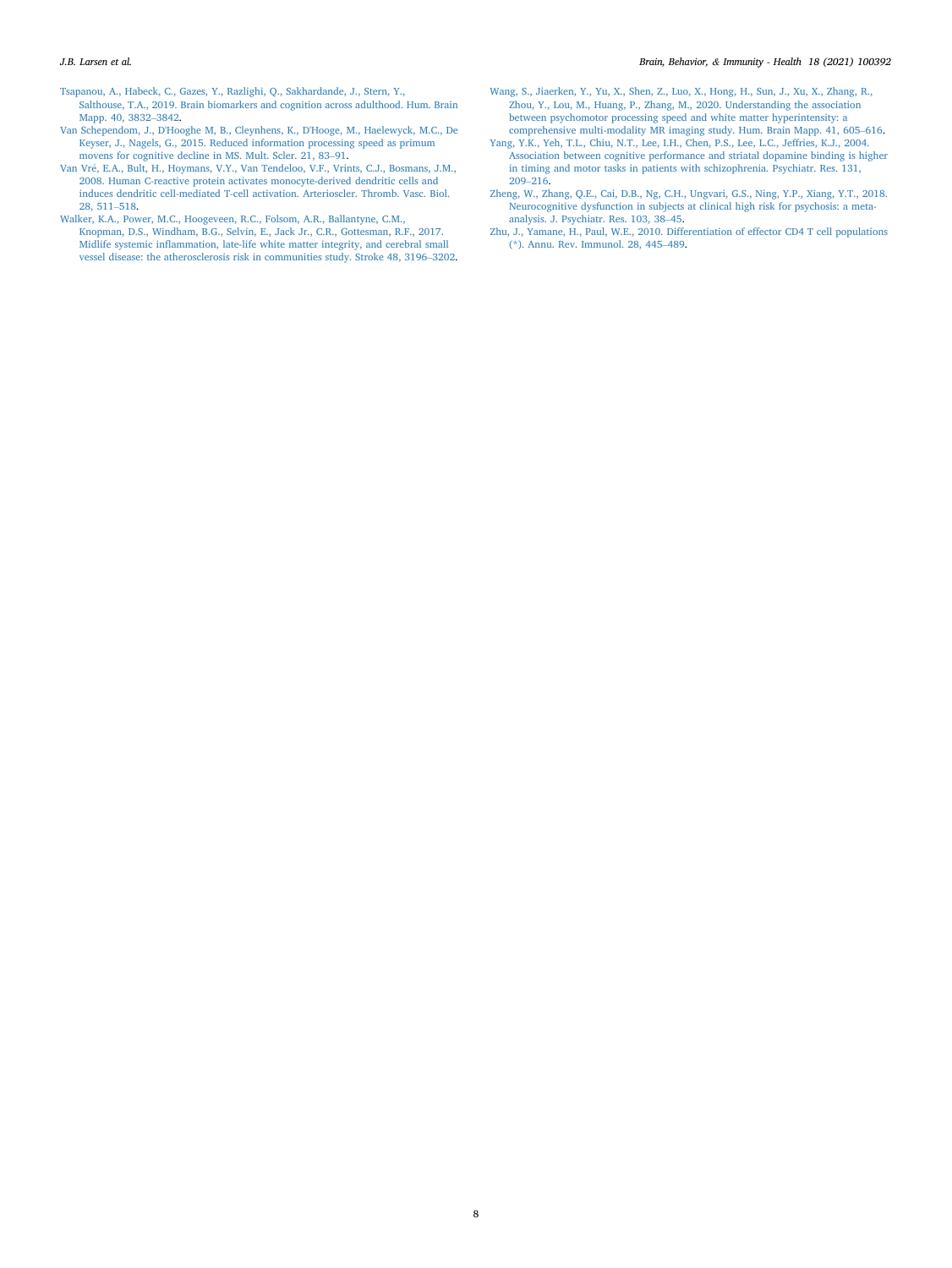Tsapanou, A., Habeck, C., Gazes, Y., Razlighi, Q., Sakhardande, J., Stern, Y., Salthouse, T.A., 2019. Brain biomarkers and cognition across adulthood. Hum. Brain Mapp. 40, 3832–3842.

Van Schependom, J., D'Hooghe M, B., Cleynhens, K., D'Hooge, M., Haelewyck, M.C., De Keyser, J., Nagels, G., 2015. Reduced information processing speed as primum movens for cognitive decline in MS. Mult. Scler. 21, 83–91.

Van Vré, E.A., Bult, H., Hoymans, V.Y., Van Tendeloo, V.F., Vrints, C.J., Bosmans, J.M., 2008. Human C-reactive protein activates monocyte-derived dendritic cells and induces dendritic cell-mediated T-cell activation. Arterioscler. Thromb. Vasc. Biol. 28, 511–518.

Walker, K.A., Power, M.C., Hoogeveen, R.C., Folsom, A.R., Ballantyne, C.M., Knopman, D.S., Windham, B.G., Selvin, E., Jack Jr., C.R., Gottesman, R.F., 2017. Midlife systemic inflammation, late-life white matter integrity, and cerebral small vessel disease: the atherosclerosis risk in communities study. Stroke 48, 3196–3202.

Wang, S., Jiaerken, Y., Yu, X., Shen, Z., Luo, X., Hong, H., Sun, J., Xu, X., Zhang, R., Zhou, Y., Lou, M., Huang, P., Zhang, M., 2020. Understanding the association between psychomotor processing speed and white matter hyperintensity: a comprehensive multi-modality MR imaging study. Hum. Brain Mapp. 41, 605–616.

Yang, Y.K., Yeh, T.L., Chiu, N.T., Lee, I.H., Chen, P.S., Lee, L.C., Jeffries, K.J., 2004. Association between cognitive performance and striatal dopamine binding is higher in timing and motor tasks in patients with schizophrenia. Psychiatr. Res. 131, 209–216.

Zheng, W., Zhang, Q.E., Cai, D.B., Ng, C.H., Ungvari, G.S., Ning, Y.P., Xiang, Y.T., 2018. Neurocognitive dysfunction in subjects at clinical high risk for psychosis: a meta-analysis. J. Psychiatr. Res. 103, 38–45.

Zhu, J., Yamane, H., Paul, W.E., 2010. Differentiation of effector CD4 T cell populations (*). Annu. Rev. Immunol. 28, 445–489.